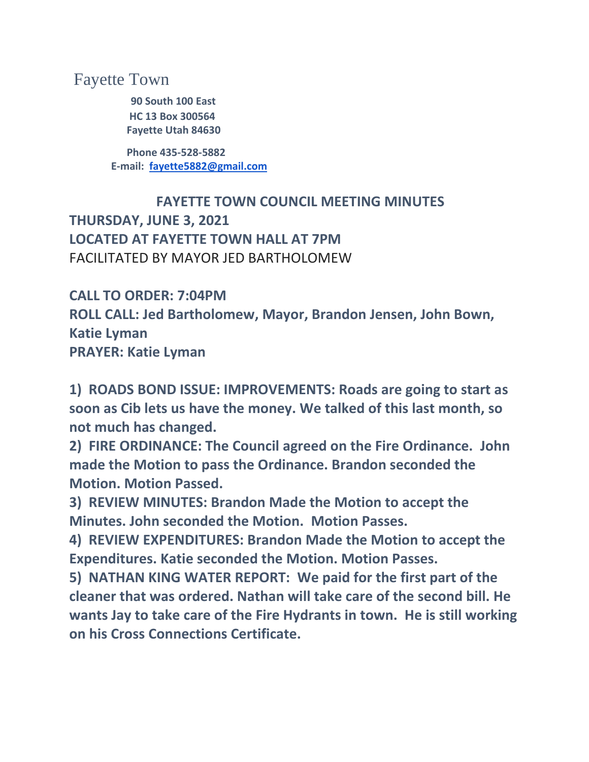Fayette Town

**90 South 100 East**
**HC 13 Box 300564**
**Fayette Utah 84630**

**Phone 435-528-5882**
**E-mail: fayette5882@gmail.com**

# FAYETTE TOWN COUNCIL MEETING MINUTES

**THURSDAY, JUNE 3, 2021**
**LOCATED AT FAYETTE TOWN HALL AT 7PM**
FACILITATED BY MAYOR JED BARTHOLOMEW

**CALL TO ORDER: 7:04PM**
**ROLL CALL: Jed Bartholomew, Mayor, Brandon Jensen, John Bown, Katie Lyman**
**PRAYER: Katie Lyman**

**1) ROADS BOND ISSUE: IMPROVEMENTS: Roads are going to start as soon as Cib lets us have the money. We talked of this last month, so not much has changed.**
**2) FIRE ORDINANCE: The Council agreed on the Fire Ordinance. John made the Motion to pass the Ordinance. Brandon seconded the Motion. Motion Passed.**
**3) REVIEW MINUTES: Brandon Made the Motion to accept the Minutes. John seconded the Motion. Motion Passes.**
**4) REVIEW EXPENDITURES: Brandon Made the Motion to accept the Expenditures. Katie seconded the Motion. Motion Passes.**
**5) NATHAN KING WATER REPORT: We paid for the first part of the cleaner that was ordered. Nathan will take care of the second bill. He wants Jay to take care of the Fire Hydrants in town. He is still working on his Cross Connections Certificate.**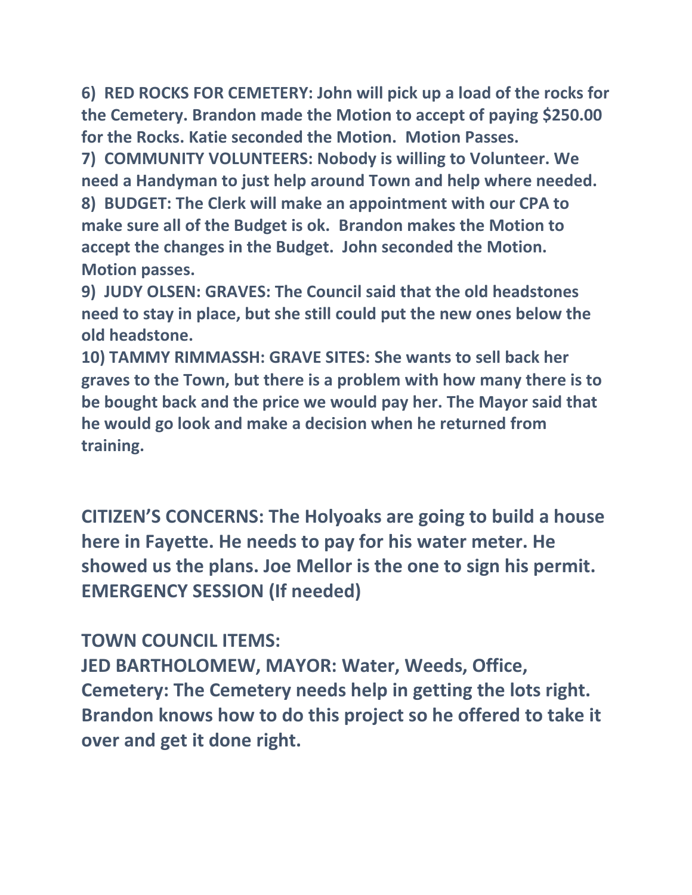**6) RED ROCKS FOR CEMETERY: John will pick up a load of the rocks for the Cemetery. Brandon made the Motion to accept of paying $250.00 for the Rocks. Katie seconded the Motion. Motion Passes.**

**7) COMMUNITY VOLUNTEERS: Nobody is willing to Volunteer. We need a Handyman to just help around Town and help where needed.**

**8) BUDGET: The Clerk will make an appointment with our CPA to make sure all of the Budget is ok. Brandon makes the Motion to accept the changes in the Budget. John seconded the Motion. Motion passes.**

**9) JUDY OLSEN: GRAVES: The Council said that the old headstones need to stay in place, but she still could put the new ones below the old headstone.**

**10) TAMMY RIMMASSH: GRAVE SITES: She wants to sell back her graves to the Town, but there is a problem with how many there is to be bought back and the price we would pay her. The Mayor said that he would go look and make a decision when he returned from training.**

**CITIZEN'S CONCERNS: The Holyoaks are going to build a house here in Fayette. He needs to pay for his water meter. He showed us the plans. Joe Mellor is the one to sign his permit.**

**EMERGENCY SESSION (If needed)**

**TOWN COUNCIL ITEMS:**

**JED BARTHOLOMEW, MAYOR: Water, Weeds, Office, Cemetery: The Cemetery needs help in getting the lots right. Brandon knows how to do this project so he offered to take it over and get it done right.**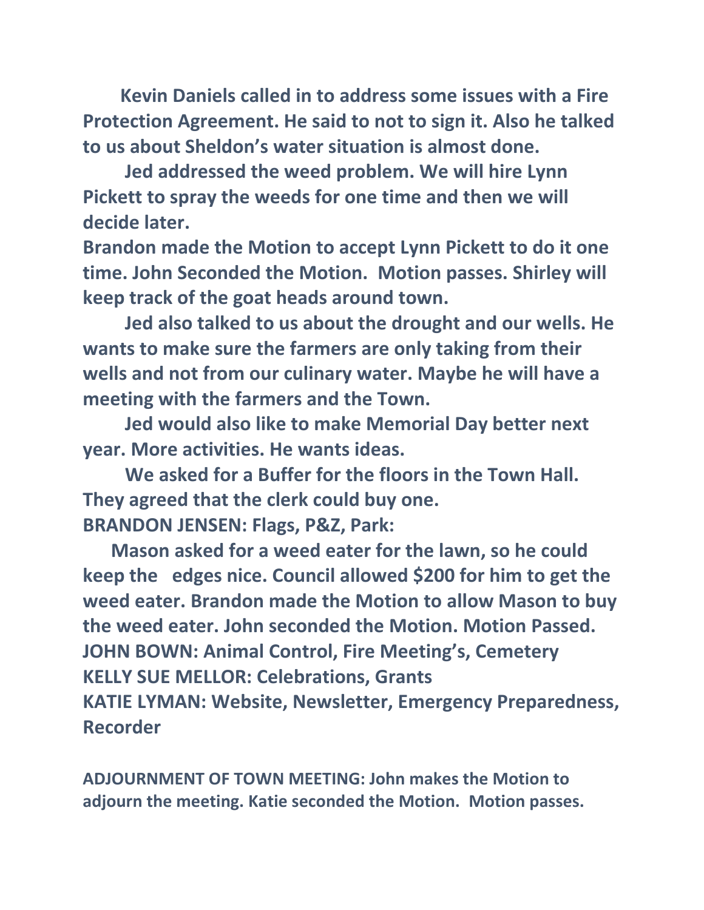**Kevin Daniels called in to address some issues with a Fire Protection Agreement. He said to not to sign it. Also he talked to us about Sheldon's water situation is almost done.**

**Jed addressed the weed problem. We will hire Lynn Pickett to spray the weeds for one time and then we will decide later.**

**Brandon made the Motion to accept Lynn Pickett to do it one time. John Seconded the Motion. Motion passes. Shirley will keep track of the goat heads around town.**

**Jed also talked to us about the drought and our wells. He wants to make sure the farmers are only taking from their wells and not from our culinary water. Maybe he will have a meeting with the farmers and the Town.**

**Jed would also like to make Memorial Day better next year. More activities. He wants ideas.**

**We asked for a Buffer for the floors in the Town Hall. They agreed that the clerk could buy one.**

**BRANDON JENSEN: Flags, P&Z, Park:**

**Mason asked for a weed eater for the lawn, so he could keep the edges nice. Council allowed $200 for him to get the weed eater. Brandon made the Motion to allow Mason to buy the weed eater. John seconded the Motion. Motion Passed.**

**JOHN BOWN: Animal Control, Fire Meeting's, Cemetery**

**KELLY SUE MELLOR: Celebrations, Grants**

**KATIE LYMAN: Website, Newsletter, Emergency Preparedness, Recorder**

**ADJOURNMENT OF TOWN MEETING: John makes the Motion to adjourn the meeting. Katie seconded the Motion. Motion passes.**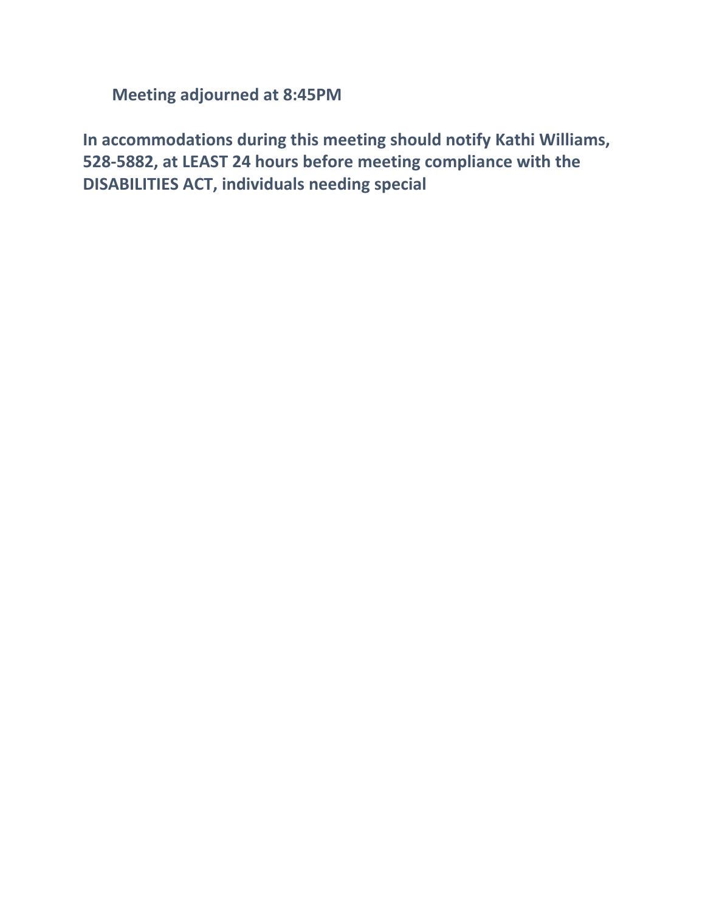**Meeting adjourned at 8:45PM**

**In accommodations during this meeting should notify Kathi Williams, 528-5882, at LEAST 24 hours before meeting compliance with the DISABILITIES ACT, individuals needing special**